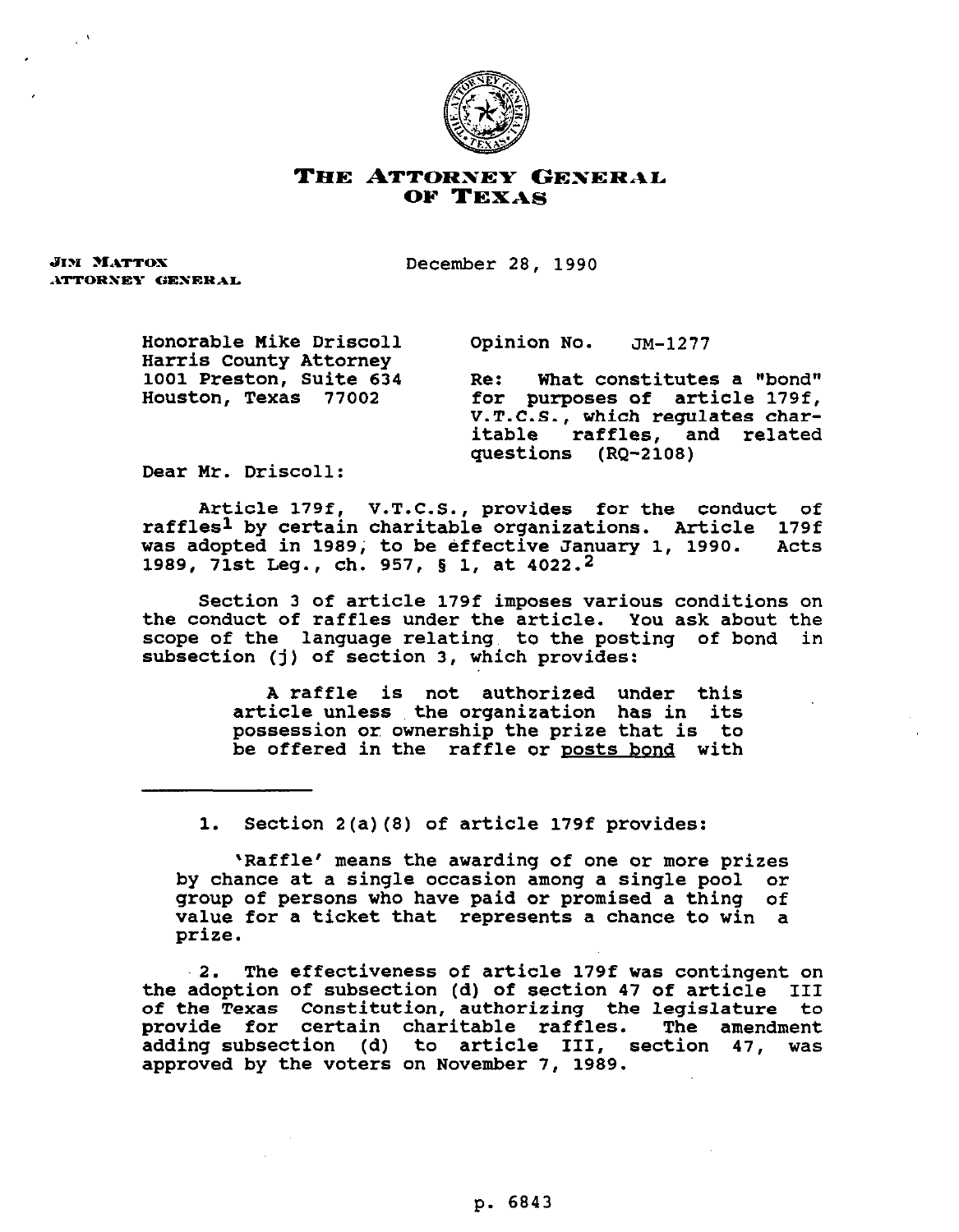# THE ATTORNEY GENERAL OF TEXAS

JIM MATTOX
ATTORNEY GENERAL

December 28, 1990

Honorable Mike Driscoll
Harris County Attorney
1001 Preston, Suite 634
Houston, Texas 77002

Opinion No. JM-1277

Re: What constitutes a "bond" for purposes of article 179f, V.T.C.S., which regulates charitable raffles, and related questions (RQ-2108)

Dear Mr. Driscoll:

Article 179f, V.T.C.S., provides for the conduct of raffles[1] by certain charitable organizations. Article 179f was adopted in 1989, to be effective January 1, 1990. Acts 1989, 71st Leg., ch. 957, § 1, at 4022.[2]

Section 3 of article 179f imposes various conditions on the conduct of raffles under the article. You ask about the scope of the language relating to the posting of bond in subsection (j) of section 3, which provides:

> A raffle is not authorized under this article unless the organization has in its possession or ownership the prize that is to be offered in the raffle or <u>posts bond</u> with

---

1. Section 2(a)(8) of article 179f provides:

> 'Raffle' means the awarding of one or more prizes by chance at a single occasion among a single pool or group of persons who have paid or promised a thing of value for a ticket that represents a chance to win a prize.

2. The effectiveness of article 179f was contingent on the adoption of subsection (d) of section 47 of article III of the Texas Constitution, authorizing the legislature to provide for certain charitable raffles. The amendment adding subsection (d) to article III, section 47, was approved by the voters on November 7, 1989.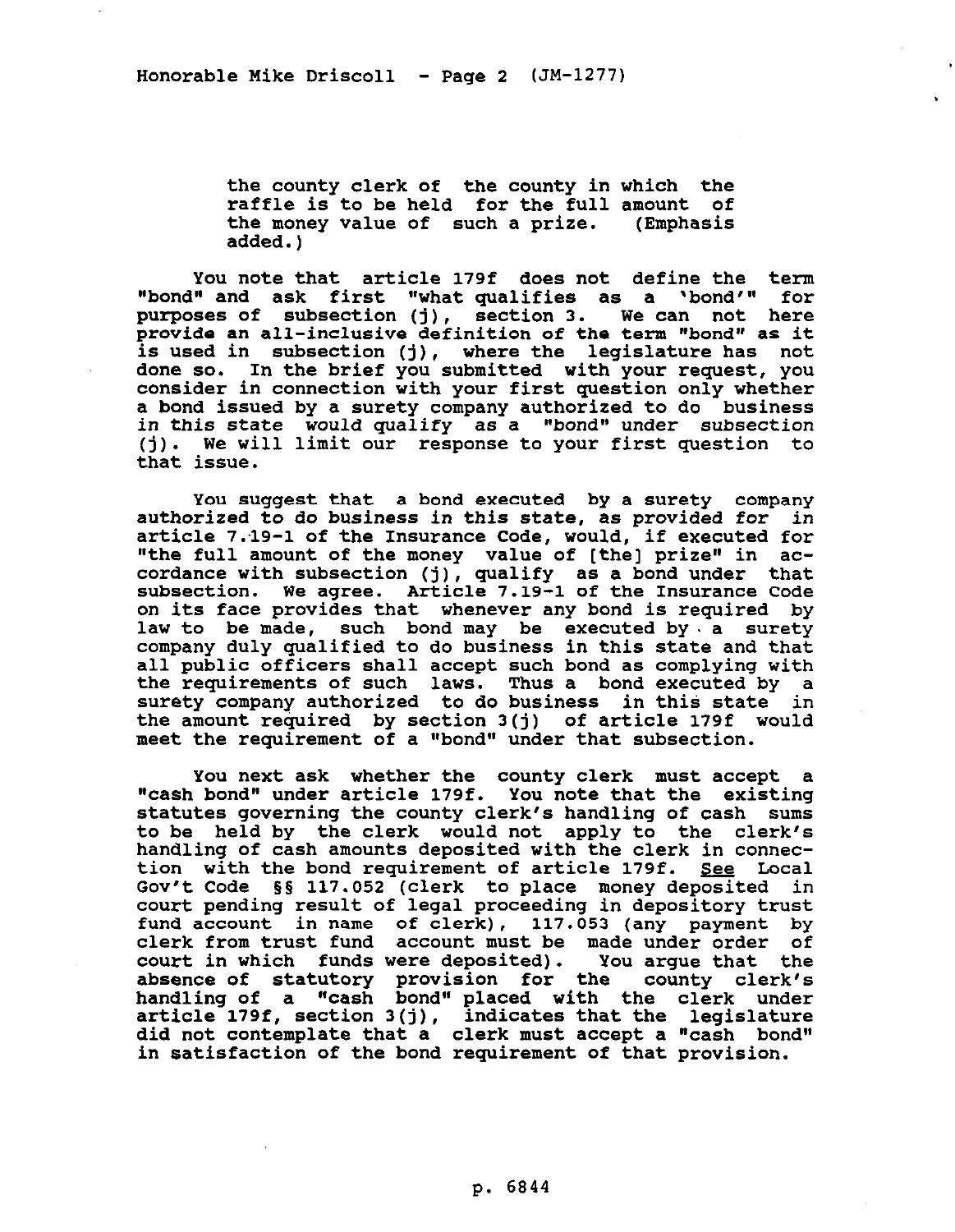> the county clerk of the county in which the raffle is to be held for the full amount of the money value of such a prize. (Emphasis added.)

You note that article 179f does not define the term "bond" and ask first "what qualifies as a 'bond'" for purposes of subsection (j), section 3. We can not here provide an all-inclusive definition of the term "bond" as it is used in subsection (j), where the legislature has not done so. In the brief you submitted with your request, you consider in connection with your first question only whether a bond issued by a surety company authorized to do business in this state would qualify as a "bond" under subsection (j). We will limit our response to your first question to that issue.

You suggest that a bond executed by a surety company authorized to do business in this state, as provided for in article 7.19-1 of the Insurance Code, would, if executed for "the full amount of the money value of [the] prize" in accordance with subsection (j), qualify as a bond under that subsection. We agree. Article 7.19-1 of the Insurance Code on its face provides that whenever any bond is required by law to be made, such bond may be executed by a surety company duly qualified to do business in this state and that all public officers shall accept such bond as complying with the requirements of such laws. Thus a bond executed by a surety company authorized to do business in this state in the amount required by section 3(j) of article 179f would meet the requirement of a "bond" under that subsection.

You next ask whether the county clerk must accept a "cash bond" under article 179f. You note that the existing statutes governing the county clerk's handling of cash sums to be held by the clerk would not apply to the clerk's handling of cash amounts deposited with the clerk in connection with the bond requirement of article 179f. See Local Gov't Code §§ 117.052 (clerk to place money deposited in court pending result of legal proceeding in depository trust fund account in name of clerk), 117.053 (any payment by clerk from trust fund account must be made under order of court in which funds were deposited). You argue that the absence of statutory provision for the county clerk's handling of a "cash bond" placed with the clerk under article 179f, section 3(j), indicates that the legislature did not contemplate that a clerk must accept a "cash bond" in satisfaction of the bond requirement of that provision.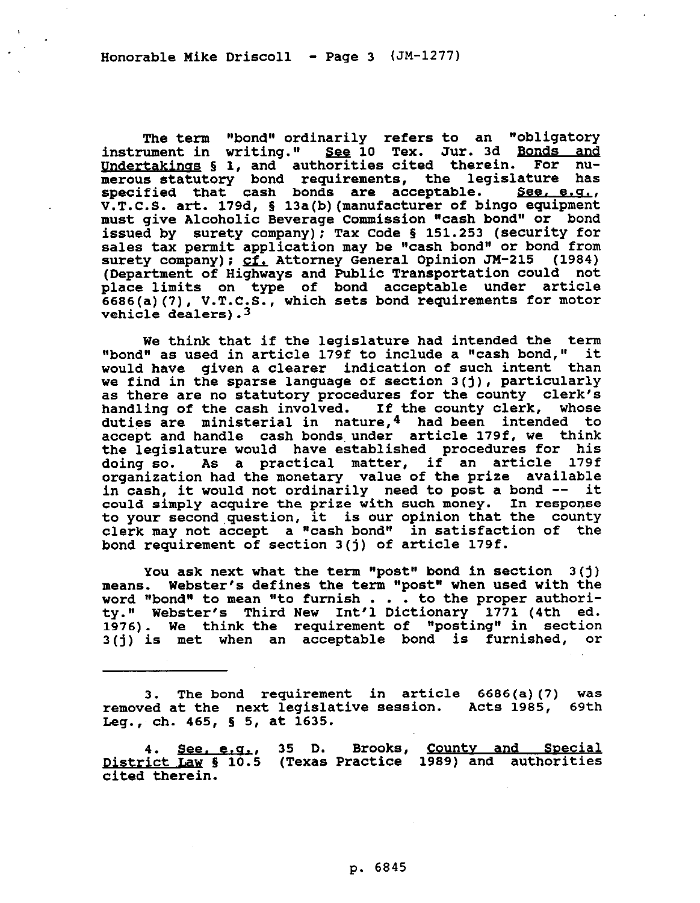The term "bond" ordinarily refers to an "obligatory instrument in writing." See 10 Tex. Jur. 3d Bonds and Undertakings § 1, and authorities cited therein. For numerous statutory bond requirements, the legislature has specified that cash bonds are acceptable. See, e.g., V.T.C.S. art. 179d, § 13a(b)(manufacturer of bingo equipment must give Alcoholic Beverage Commission "cash bond" or bond issued by surety company); Tax Code § 151.253 (security for sales tax permit application may be "cash bond" or bond from surety company); cf. Attorney General Opinion JM-215 (1984) (Department of Highways and Public Transportation could not place limits on type of bond acceptable under article 6686(a)(7), V.T.C.S., which sets bond requirements for motor vehicle dealers).[3]

We think that if the legislature had intended the term "bond" as used in article 179f to include a "cash bond," it would have given a clearer indication of such intent than we find in the sparse language of section 3(j), particularly as there are no statutory procedures for the county clerk's handling of the cash involved. If the county clerk, whose duties are ministerial in nature,[4] had been intended to accept and handle cash bonds under article 179f, we think the legislature would have established procedures for his doing so. As a practical matter, if an article 179f organization had the monetary value of the prize available in cash, it would not ordinarily need to post a bond -- it could simply acquire the prize with such money. In response to your second question, it is our opinion that the county clerk may not accept a "cash bond" in satisfaction of the bond requirement of section 3(j) of article 179f.

You ask next what the term "post" bond in section 3(j) means. Webster's defines the term "post" when used with the word "bond" to mean "to furnish . . . to the proper authority." Webster's Third New Int'l Dictionary 1771 (4th ed. 1976). We think the requirement of "posting" in section 3(j) is met when an acceptable bond is furnished, or

---

3. The bond requirement in article 6686(a)(7) was removed at the next legislative session. Acts 1985, 69th Leg., ch. 465, § 5, at 1635.

4. See, e.g., 35 D. Brooks, County and Special District Law § 10.5 (Texas Practice 1989) and authorities cited therein.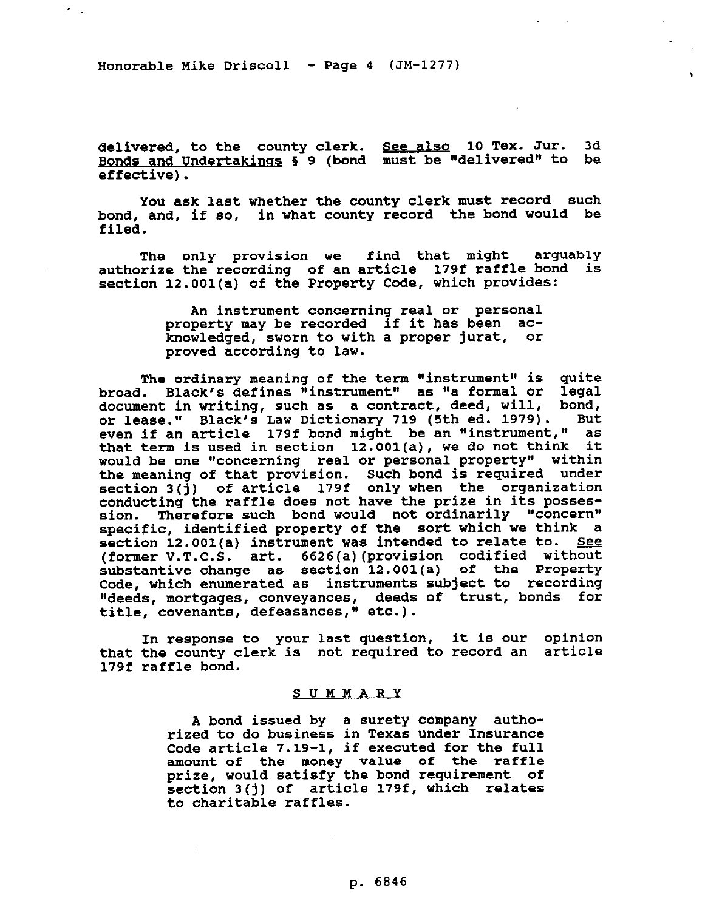delivered, to the county clerk. See also 10 Tex. Jur. 3d Bonds and Undertakings § 9 (bond must be "delivered" to be effective).

You ask last whether the county clerk must record such bond, and, if so, in what county record the bond would be filed.

The only provision we find that might arguably authorize the recording of an article 179f raffle bond is section 12.001(a) of the Property Code, which provides:

> An instrument concerning real or personal property may be recorded if it has been acknowledged, sworn to with a proper jurat, or proved according to law.

The ordinary meaning of the term "instrument" is quite broad. Black's defines "instrument" as "a formal or legal document in writing, such as a contract, deed, will, bond, or lease." Black's Law Dictionary 719 (5th ed. 1979). But even if an article 179f bond might be an "instrument," as that term is used in section 12.001(a), we do not think it would be one "concerning real or personal property" within the meaning of that provision. Such bond is required under section 3(j) of article 179f only when the organization conducting the raffle does not have the prize in its possession. Therefore such bond would not ordinarily "concern" specific, identified property of the sort which we think a section 12.001(a) instrument was intended to relate to. See (former V.T.C.S. art. 6626(a)(provision codified without substantive change as section 12.001(a) of the Property Code, which enumerated as instruments subject to recording "deeds, mortgages, conveyances, deeds of trust, bonds for title, covenants, defeasances," etc.).

In response to your last question, it is our opinion that the county clerk is not required to record an article 179f raffle bond.

## SUMMARY

> A bond issued by a surety company authorized to do business in Texas under Insurance Code article 7.19-1, if executed for the full amount of the money value of the raffle prize, would satisfy the bond requirement of section 3(j) of article 179f, which relates to charitable raffles.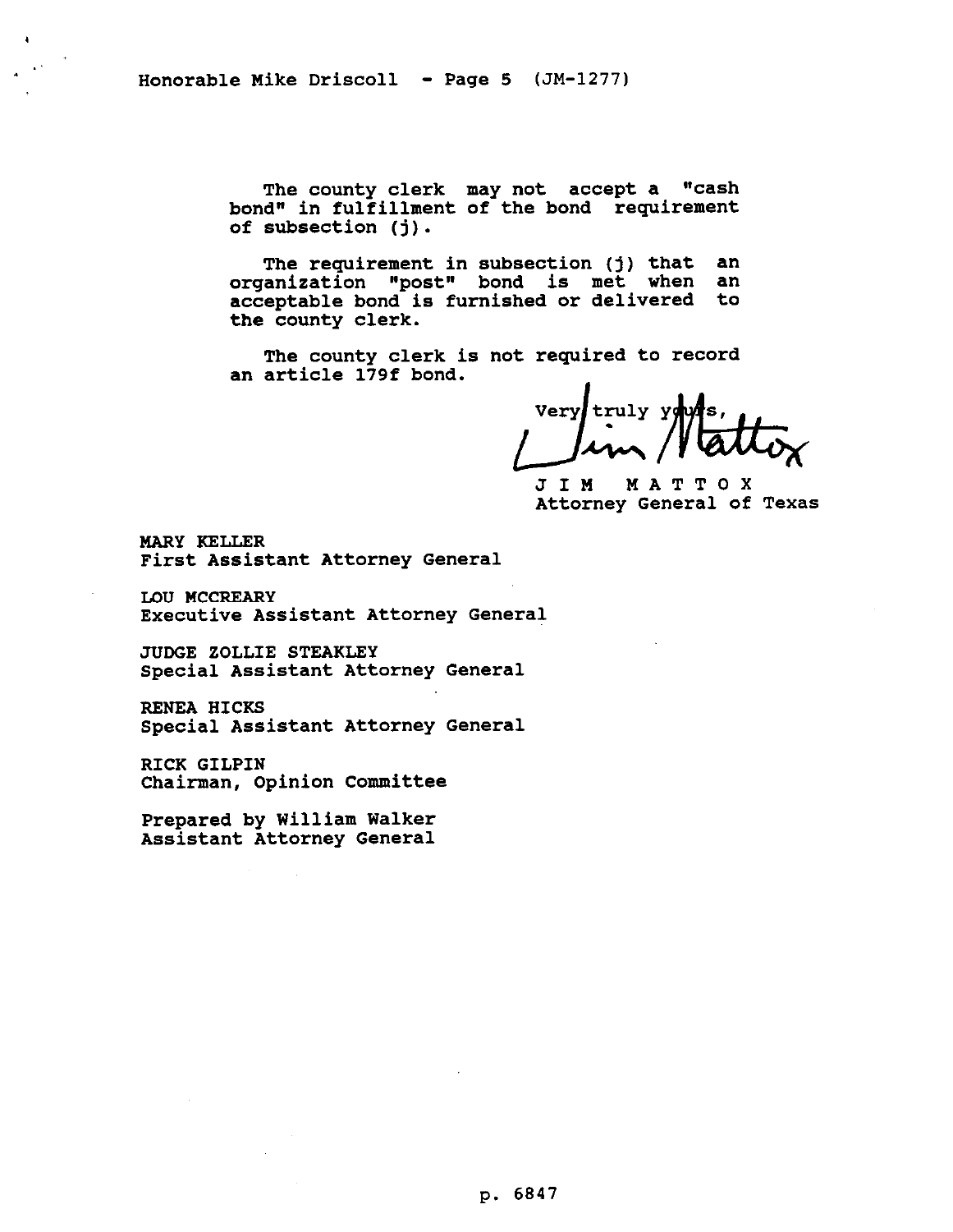The county clerk may not accept a "cash bond" in fulfillment of the bond requirement of subsection (j).

The requirement in subsection (j) that an organization "post" bond is met when an acceptable bond is furnished or delivered to the county clerk.

The county clerk is not required to record an article 179f bond.

Very truly yours,

JIM MATTOX
Attorney General of Texas

MARY KELLER
First Assistant Attorney General

LOU MCCREARY
Executive Assistant Attorney General

JUDGE ZOLLIE STEAKLEY
Special Assistant Attorney General

RENEA HICKS
Special Assistant Attorney General

RICK GILPIN
Chairman, Opinion Committee

Prepared by William Walker
Assistant Attorney General